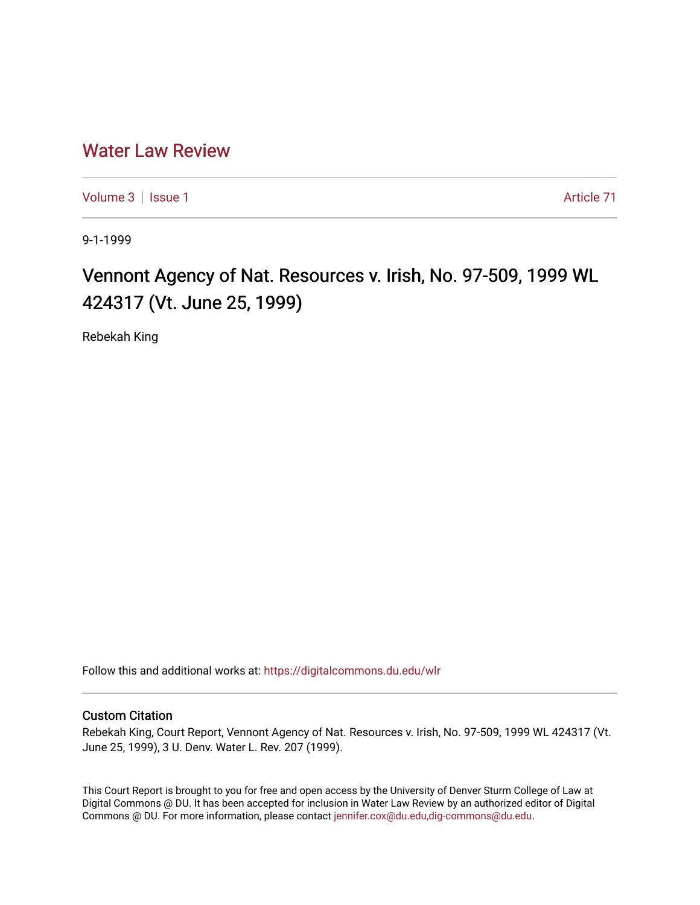# Water Law Review

Volume 3 | Issue 1 Article 71

9-1-1999

## Vennont Agency of Nat. Resources v. Irish, No. 97-509, 1999 WL 424317 (Vt. June 25, 1999)

Rebekah King

Follow this and additional works at: https://digitalcommons.du.edu/wlr

### Custom Citation

Rebekah King, Court Report, Vennont Agency of Nat. Resources v. Irish, No. 97-509, 1999 WL 424317 (Vt. June 25, 1999), 3 U. Denv. Water L. Rev. 207 (1999).

This Court Report is brought to you for free and open access by the University of Denver Sturm College of Law at Digital Commons @ DU. It has been accepted for inclusion in Water Law Review by an authorized editor of Digital Commons @ DU. For more information, please contact jennifer.cox@du.edu,dig-commons@du.edu.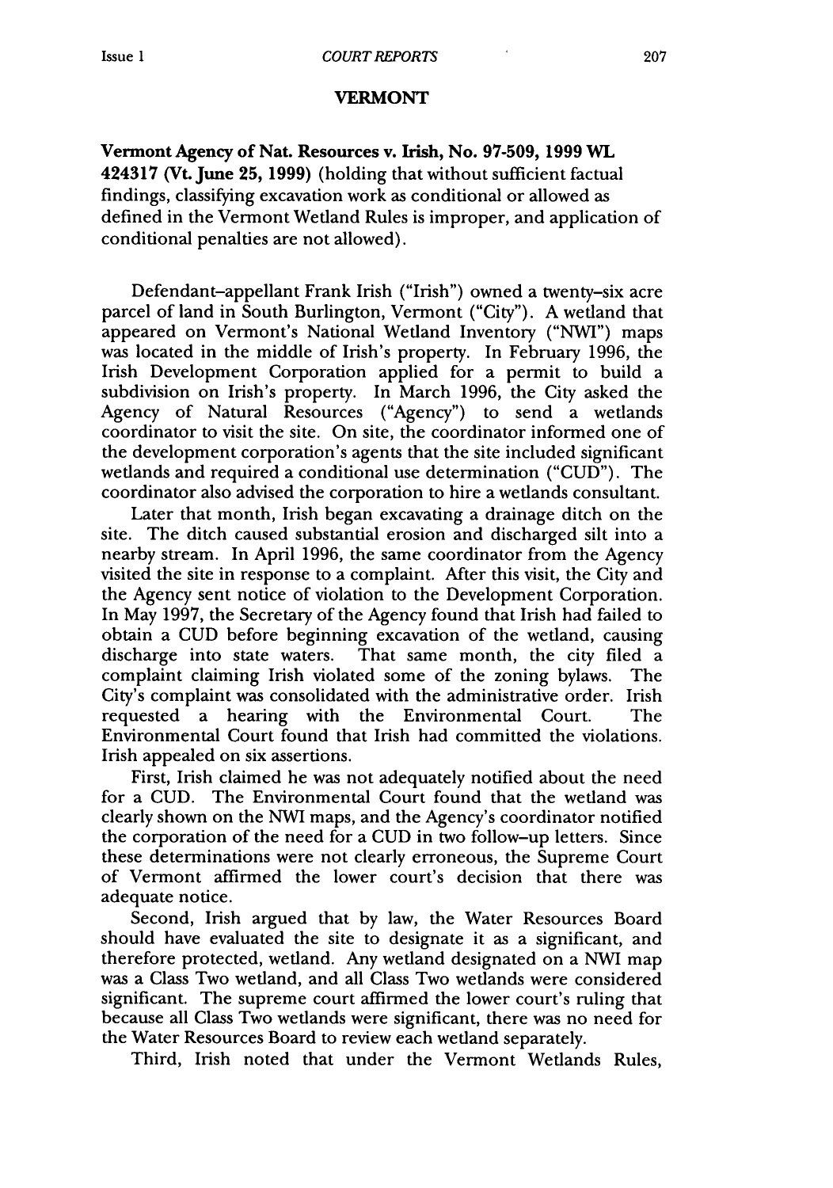## VERMONT

**Vermont Agency of Nat. Resources v. Irish, No. 97-509, 1999 WL 424317 (Vt. June 25, 1999)** (holding that without sufficient factual findings, classifying excavation work as conditional or allowed as defined in the Vermont Wetland Rules is improper, and application of conditional penalties are not allowed).

Defendant–appellant Frank Irish ("Irish") owned a twenty-six acre parcel of land in South Burlington, Vermont ("City"). A wetland that appeared on Vermont's National Wetland Inventory ("NWI") maps was located in the middle of Irish's property. In February 1996, the Irish Development Corporation applied for a permit to build a subdivision on Irish's property. In March 1996, the City asked the Agency of Natural Resources ("Agency") to send a wetlands coordinator to visit the site. On site, the coordinator informed one of the development corporation's agents that the site included significant wetlands and required a conditional use determination ("CUD"). The coordinator also advised the corporation to hire a wetlands consultant.

Later that month, Irish began excavating a drainage ditch on the site. The ditch caused substantial erosion and discharged silt into a nearby stream. In April 1996, the same coordinator from the Agency visited the site in response to a complaint. After this visit, the City and the Agency sent notice of violation to the Development Corporation. In May 1997, the Secretary of the Agency found that Irish had failed to obtain a CUD before beginning excavation of the wetland, causing discharge into state waters. That same month, the city filed a complaint claiming Irish violated some of the zoning bylaws. The City's complaint was consolidated with the administrative order. Irish requested a hearing with the Environmental Court. The Environmental Court found that Irish had committed the violations. Irish appealed on six assertions.

First, Irish claimed he was not adequately notified about the need for a CUD. The Environmental Court found that the wetland was clearly shown on the NWI maps, and the Agency's coordinator notified the corporation of the need for a CUD in two follow-up letters. Since these determinations were not clearly erroneous, the Supreme Court of Vermont affirmed the lower court's decision that there was adequate notice.

Second, Irish argued that by law, the Water Resources Board should have evaluated the site to designate it as a significant, and therefore protected, wetland. Any wetland designated on a NWI map was a Class Two wetland, and all Class Two wetlands were considered significant. The supreme court affirmed the lower court's ruling that because all Class Two wetlands were significant, there was no need for the Water Resources Board to review each wetland separately.

Third, Irish noted that under the Vermont Wetlands Rules,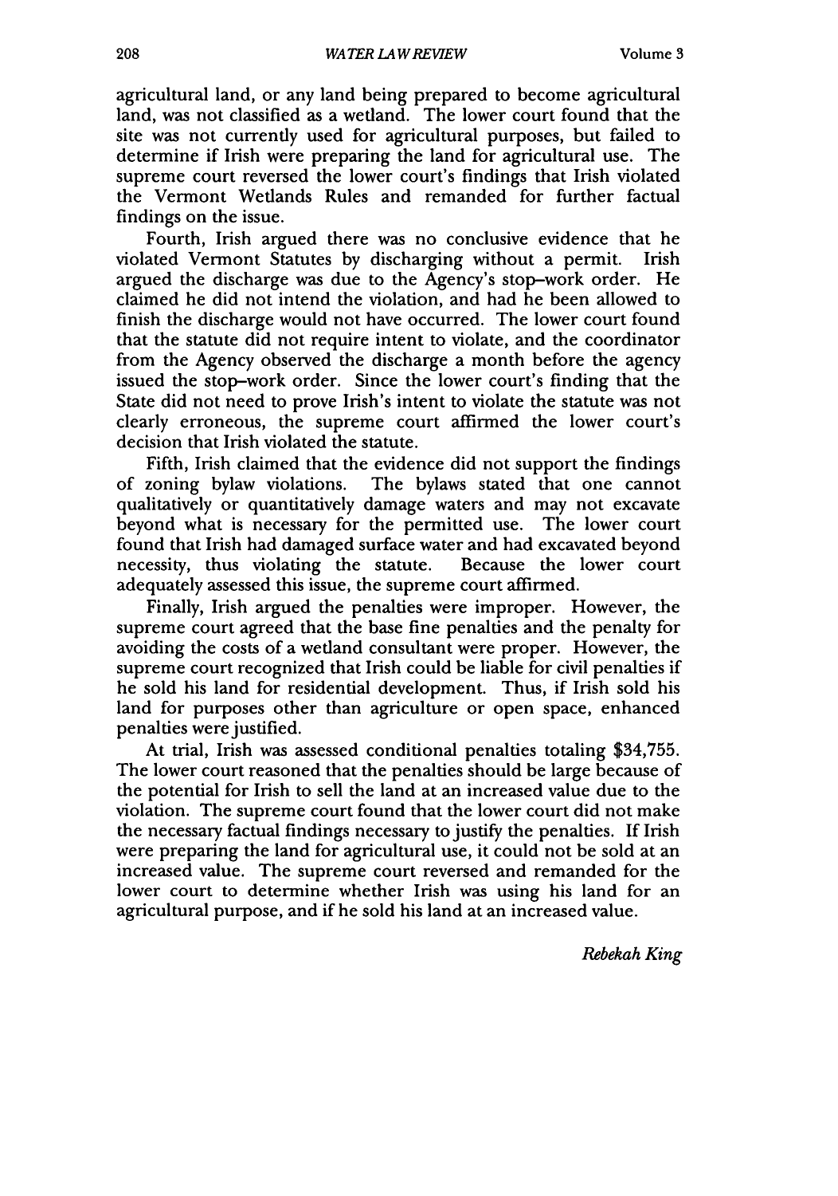agricultural land, or any land being prepared to become agricultural land, was not classified as a wetland. The lower court found that the site was not currently used for agricultural purposes, but failed to determine if Irish were preparing the land for agricultural use. The supreme court reversed the lower court's findings that Irish violated the Vermont Wetlands Rules and remanded for further factual findings on the issue.

Fourth, Irish argued there was no conclusive evidence that he violated Vermont Statutes by discharging without a permit. Irish argued the discharge was due to the Agency's stop-work order. He claimed he did not intend the violation, and had he been allowed to finish the discharge would not have occurred. The lower court found that the statute did not require intent to violate, and the coordinator from the Agency observed the discharge a month before the agency issued the stop-work order. Since the lower court's finding that the State did not need to prove Irish's intent to violate the statute was not clearly erroneous, the supreme court affirmed the lower court's decision that Irish violated the statute.

Fifth, Irish claimed that the evidence did not support the findings of zoning bylaw violations. The bylaws stated that one cannot qualitatively or quantitatively damage waters and may not excavate beyond what is necessary for the permitted use. The lower court found that Irish had damaged surface water and had excavated beyond necessity, thus violating the statute. Because the lower court adequately assessed this issue, the supreme court affirmed.

Finally, Irish argued the penalties were improper. However, the supreme court agreed that the base fine penalties and the penalty for avoiding the costs of a wetland consultant were proper. However, the supreme court recognized that Irish could be liable for civil penalties if he sold his land for residential development. Thus, if Irish sold his land for purposes other than agriculture or open space, enhanced penalties were justified.

At trial, Irish was assessed conditional penalties totaling $34,755. The lower court reasoned that the penalties should be large because of the potential for Irish to sell the land at an increased value due to the violation. The supreme court found that the lower court did not make the necessary factual findings necessary to justify the penalties. If Irish were preparing the land for agricultural use, it could not be sold at an increased value. The supreme court reversed and remanded for the lower court to determine whether Irish was using his land for an agricultural purpose, and if he sold his land at an increased value.

*Rebekah King*